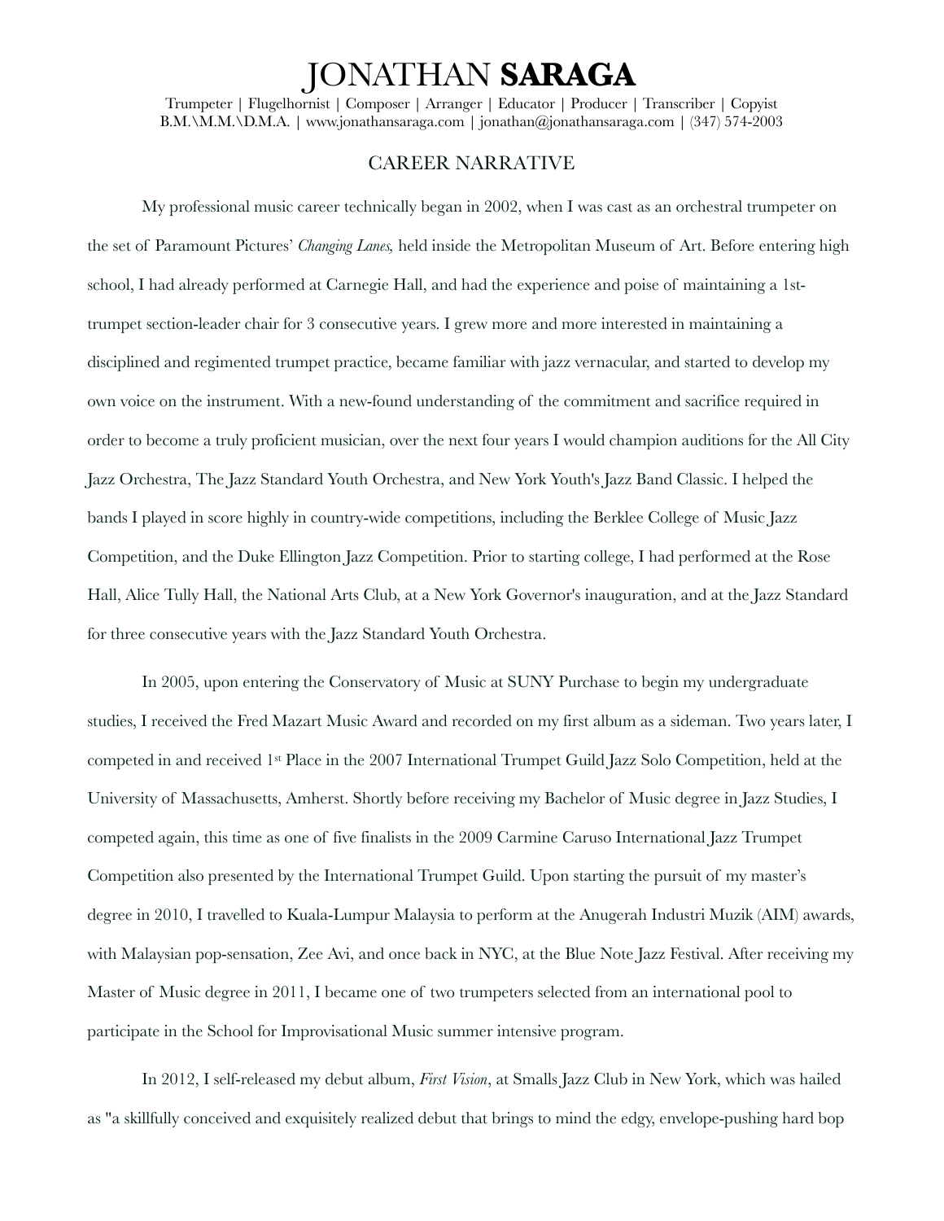# JONATHAN **SARAGA**

Trumpeter | Flugelhornist | Composer | Arranger | Educator | Producer | Transcriber | Copyist
B.M.\M.M.\D.M.A. | www.jonathansaraga.com | jonathan@jonathansaraga.com | (347) 574-2003

## CAREER NARRATIVE

My professional music career technically began in 2002, when I was cast as an orchestral trumpeter on the set of Paramount Pictures' *Changing Lanes,* held inside the Metropolitan Museum of Art. Before entering high school, I had already performed at Carnegie Hall, and had the experience and poise of maintaining a 1st-trumpet section-leader chair for 3 consecutive years. I grew more and more interested in maintaining a disciplined and regimented trumpet practice, became familiar with jazz vernacular, and started to develop my own voice on the instrument. With a new-found understanding of the commitment and sacrifice required in order to become a truly proficient musician, over the next four years I would champion auditions for the All City Jazz Orchestra, The Jazz Standard Youth Orchestra, and New York Youth's Jazz Band Classic. I helped the bands I played in score highly in country-wide competitions, including the Berklee College of Music Jazz Competition, and the Duke Ellington Jazz Competition. Prior to starting college, I had performed at the Rose Hall, Alice Tully Hall, the National Arts Club, at a New York Governor's inauguration, and at the Jazz Standard for three consecutive years with the Jazz Standard Youth Orchestra.

In 2005, upon entering the Conservatory of Music at SUNY Purchase to begin my undergraduate studies, I received the Fred Mazart Music Award and recorded on my first album as a sideman. Two years later, I competed in and received 1st Place in the 2007 International Trumpet Guild Jazz Solo Competition, held at the University of Massachusetts, Amherst. Shortly before receiving my Bachelor of Music degree in Jazz Studies, I competed again, this time as one of five finalists in the 2009 Carmine Caruso International Jazz Trumpet Competition also presented by the International Trumpet Guild. Upon starting the pursuit of my master's degree in 2010, I travelled to Kuala-Lumpur Malaysia to perform at the Anugerah Industri Muzik (AIM) awards, with Malaysian pop-sensation, Zee Avi, and once back in NYC, at the Blue Note Jazz Festival. After receiving my Master of Music degree in 2011, I became one of two trumpeters selected from an international pool to participate in the School for Improvisational Music summer intensive program.

In 2012, I self-released my debut album, *First Vision*, at Smalls Jazz Club in New York, which was hailed as "a skillfully conceived and exquisitely realized debut that brings to mind the edgy, envelope-pushing hard bop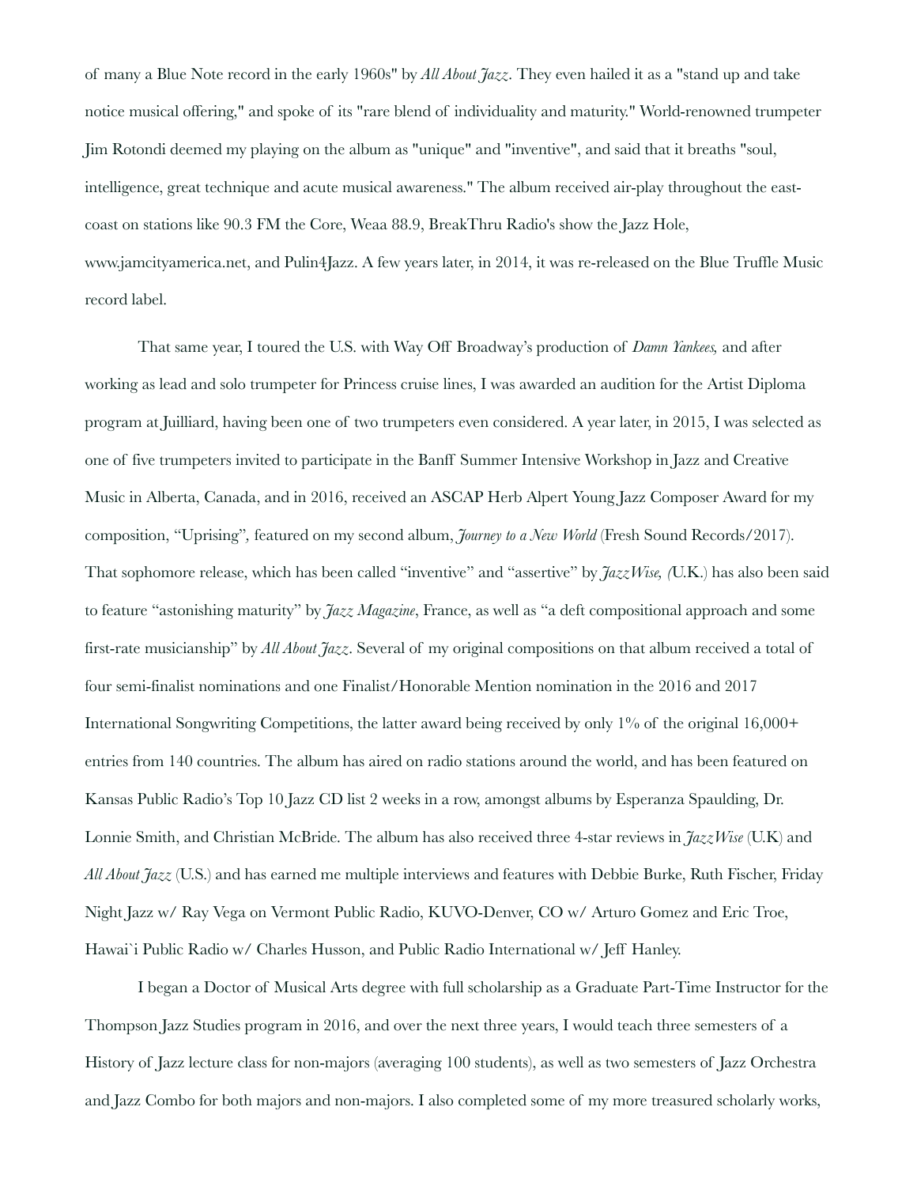of many a Blue Note record in the early 1960s" by *All About Jazz*. They even hailed it as a "stand up and take notice musical offering," and spoke of its "rare blend of individuality and maturity." World-renowned trumpeter Jim Rotondi deemed my playing on the album as "unique" and "inventive", and said that it breaths "soul, intelligence, great technique and acute musical awareness." The album received air-play throughout the east-coast on stations like 90.3 FM the Core, Weaa 88.9, BreakThru Radio's show the Jazz Hole, www.jamcityamerica.net, and Pulin4Jazz. A few years later, in 2014, it was re-released on the Blue Truffle Music record label.

That same year, I toured the U.S. with Way Off Broadway's production of *Damn Yankees,* and after working as lead and solo trumpeter for Princess cruise lines, I was awarded an audition for the Artist Diploma program at Juilliard, having been one of two trumpeters even considered. A year later, in 2015, I was selected as one of five trumpeters invited to participate in the Banff Summer Intensive Workshop in Jazz and Creative Music in Alberta, Canada, and in 2016, received an ASCAP Herb Alpert Young Jazz Composer Award for my composition, "Uprising", featured on my second album, *Journey to a New World* (Fresh Sound Records/2017). That sophomore release, which has been called "inventive" and "assertive" by *JazzWise, (*U.K.) has also been said to feature "astonishing maturity" by *Jazz Magazine*, France, as well as "a deft compositional approach and some first-rate musicianship" by *All About Jazz*. Several of my original compositions on that album received a total of four semi-finalist nominations and one Finalist/Honorable Mention nomination in the 2016 and 2017 International Songwriting Competitions, the latter award being received by only 1% of the original 16,000+ entries from 140 countries. The album has aired on radio stations around the world, and has been featured on Kansas Public Radio's Top 10 Jazz CD list 2 weeks in a row, amongst albums by Esperanza Spaulding, Dr. Lonnie Smith, and Christian McBride. The album has also received three 4-star reviews in *JazzWise* (U.K) and *All About Jazz* (U.S.) and has earned me multiple interviews and features with Debbie Burke, Ruth Fischer, Friday Night Jazz w/ Ray Vega on Vermont Public Radio, KUVO-Denver, CO w/ Arturo Gomez and Eric Troe, Hawai`i Public Radio w/ Charles Husson, and Public Radio International w/ Jeff Hanley.

I began a Doctor of Musical Arts degree with full scholarship as a Graduate Part-Time Instructor for the Thompson Jazz Studies program in 2016, and over the next three years, I would teach three semesters of a History of Jazz lecture class for non-majors (averaging 100 students), as well as two semesters of Jazz Orchestra and Jazz Combo for both majors and non-majors. I also completed some of my more treasured scholarly works,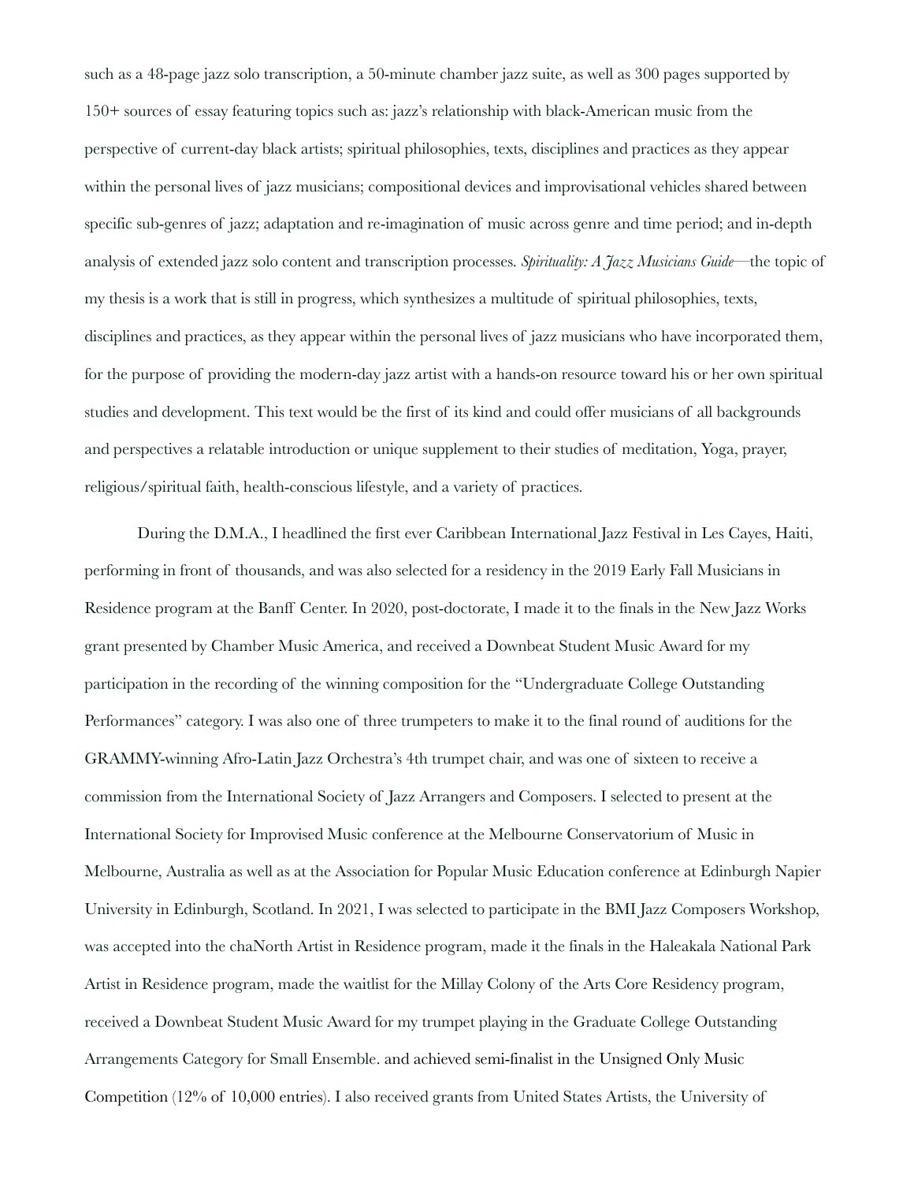such as a 48-page jazz solo transcription, a 50-minute chamber jazz suite, as well as 300 pages supported by 150+ sources of essay featuring topics such as: jazz's relationship with black-American music from the perspective of current-day black artists; spiritual philosophies, texts, disciplines and practices as they appear within the personal lives of jazz musicians; compositional devices and improvisational vehicles shared between specific sub-genres of jazz; adaptation and re-imagination of music across genre and time period; and in-depth analysis of extended jazz solo content and transcription processes. *Spirituality: A Jazz Musicians Guide*—the topic of my thesis is a work that is still in progress, which synthesizes a multitude of spiritual philosophies, texts, disciplines and practices, as they appear within the personal lives of jazz musicians who have incorporated them, for the purpose of providing the modern-day jazz artist with a hands-on resource toward his or her own spiritual studies and development. This text would be the first of its kind and could offer musicians of all backgrounds and perspectives a relatable introduction or unique supplement to their studies of meditation, Yoga, prayer, religious/spiritual faith, health-conscious lifestyle, and a variety of practices.

During the D.M.A., I headlined the first ever Caribbean International Jazz Festival in Les Cayes, Haiti, performing in front of thousands, and was also selected for a residency in the 2019 Early Fall Musicians in Residence program at the Banff Center. In 2020, post-doctorate, I made it to the finals in the New Jazz Works grant presented by Chamber Music America, and received a Downbeat Student Music Award for my participation in the recording of the winning composition for the "Undergraduate College Outstanding Performances" category. I was also one of three trumpeters to make it to the final round of auditions for the GRAMMY-winning Afro-Latin Jazz Orchestra's 4th trumpet chair, and was one of sixteen to receive a commission from the International Society of Jazz Arrangers and Composers. I selected to present at the International Society for Improvised Music conference at the Melbourne Conservatorium of Music in Melbourne, Australia as well as at the Association for Popular Music Education conference at Edinburgh Napier University in Edinburgh, Scotland. In 2021, I was selected to participate in the BMI Jazz Composers Workshop, was accepted into the chaNorth Artist in Residence program, made it the finals in the Haleakala National Park Artist in Residence program, made the waitlist for the Millay Colony of the Arts Core Residency program, received a Downbeat Student Music Award for my trumpet playing in the Graduate College Outstanding Arrangements Category for Small Ensemble. and achieved semi-finalist in the Unsigned Only Music Competition (12% of 10,000 entries). I also received grants from United States Artists, the University of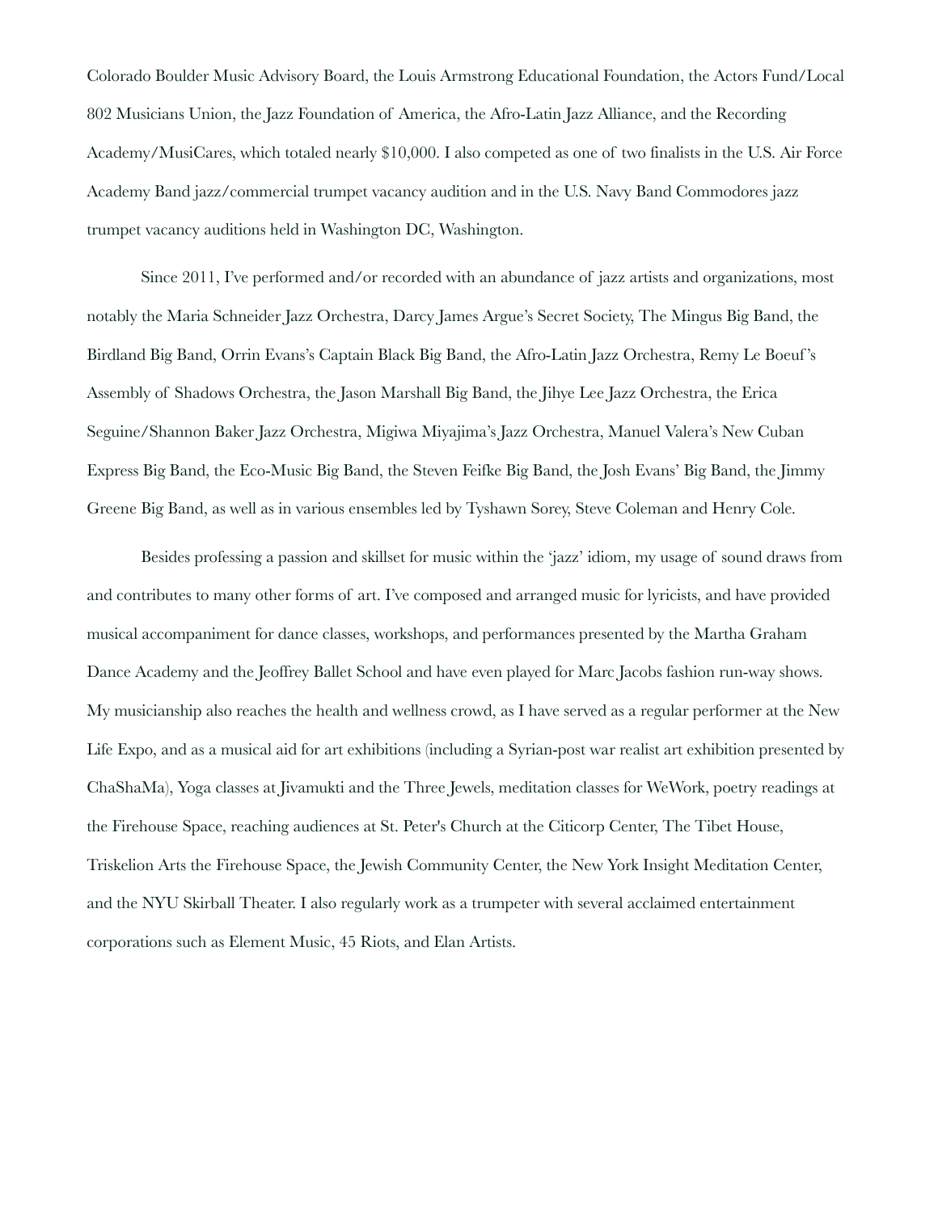Colorado Boulder Music Advisory Board, the Louis Armstrong Educational Foundation, the Actors Fund/Local 802 Musicians Union, the Jazz Foundation of America, the Afro-Latin Jazz Alliance, and the Recording Academy/MusiCares, which totaled nearly $10,000. I also competed as one of two finalists in the U.S. Air Force Academy Band jazz/commercial trumpet vacancy audition and in the U.S. Navy Band Commodores jazz trumpet vacancy auditions held in Washington DC, Washington.

Since 2011, I've performed and/or recorded with an abundance of jazz artists and organizations, most notably the Maria Schneider Jazz Orchestra, Darcy James Argue's Secret Society, The Mingus Big Band, the Birdland Big Band, Orrin Evans's Captain Black Big Band, the Afro-Latin Jazz Orchestra, Remy Le Boeuf's Assembly of Shadows Orchestra, the Jason Marshall Big Band, the Jihye Lee Jazz Orchestra, the Erica Seguine/Shannon Baker Jazz Orchestra, Migiwa Miyajima's Jazz Orchestra, Manuel Valera's New Cuban Express Big Band, the Eco-Music Big Band, the Steven Feifke Big Band, the Josh Evans' Big Band, the Jimmy Greene Big Band, as well as in various ensembles led by Tyshawn Sorey, Steve Coleman and Henry Cole.

Besides professing a passion and skillset for music within the 'jazz' idiom, my usage of sound draws from and contributes to many other forms of art. I've composed and arranged music for lyricists, and have provided musical accompaniment for dance classes, workshops, and performances presented by the Martha Graham Dance Academy and the Jeoffrey Ballet School and have even played for Marc Jacobs fashion run-way shows. My musicianship also reaches the health and wellness crowd, as I have served as a regular performer at the New Life Expo, and as a musical aid for art exhibitions (including a Syrian-post war realist art exhibition presented by ChaShaMa), Yoga classes at Jivamukti and the Three Jewels, meditation classes for WeWork, poetry readings at the Firehouse Space, reaching audiences at St. Peter's Church at the Citicorp Center, The Tibet House, Triskelion Arts the Firehouse Space, the Jewish Community Center, the New York Insight Meditation Center, and the NYU Skirball Theater. I also regularly work as a trumpeter with several acclaimed entertainment corporations such as Element Music, 45 Riots, and Elan Artists.